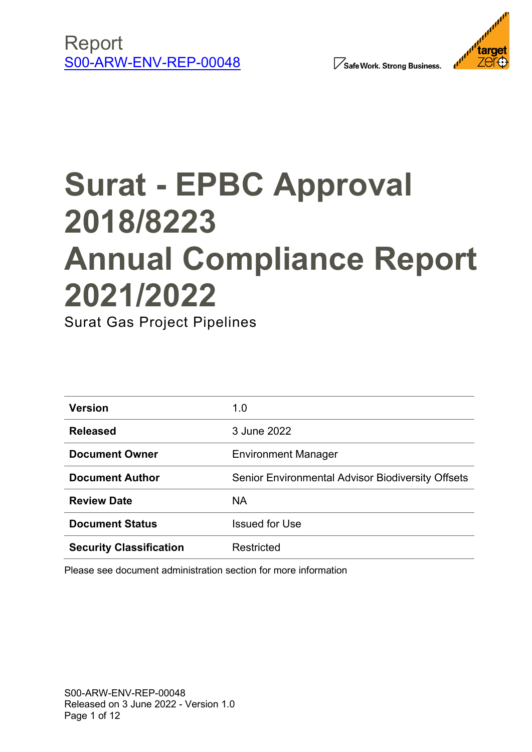Report
S00-ARW-ENV-REP-00048

Safe Work. Strong Business.

target zero

# Surat - EPBC Approval 2018/8223 Annual Compliance Report 2021/2022

Surat Gas Project Pipelines

| | |
|---|---|
| **Version** | 1.0 |
| **Released** | 3 June 2022 |
| **Document Owner** | Environment Manager |
| **Document Author** | Senior Environmental Advisor Biodiversity Offsets |
| **Review Date** | NA |
| **Document Status** | Issued for Use |
| **Security Classification** | Restricted |

Please see document administration section for more information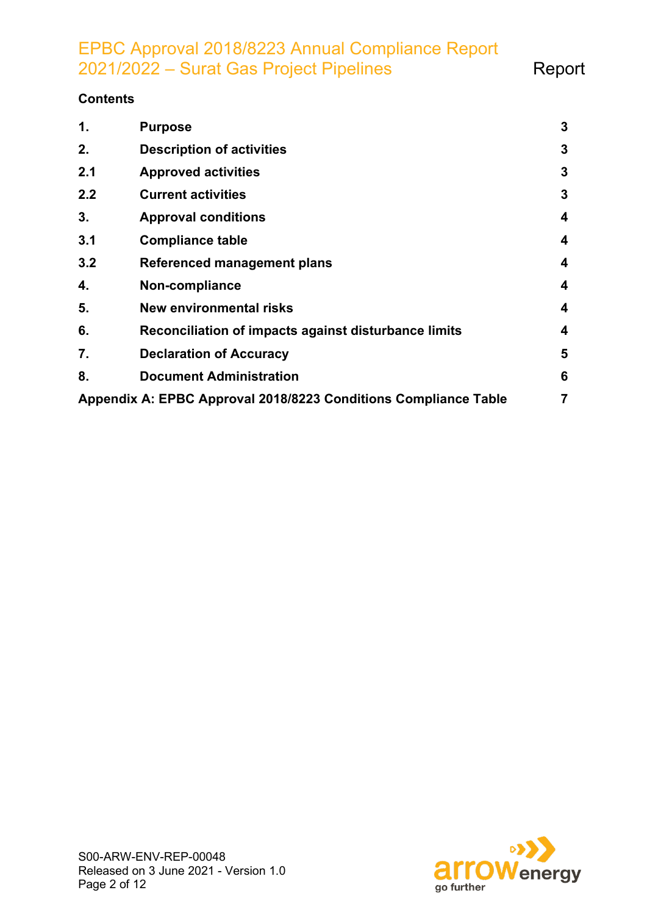**Contents**

| | | |
|---|---|---|
| **1.** | **Purpose** | **3** |
| **2.** | **Description of activities** | **3** |
| **2.1** | **Approved activities** | **3** |
| **2.2** | **Current activities** | **3** |
| **3.** | **Approval conditions** | **4** |
| **3.1** | **Compliance table** | **4** |
| **3.2** | **Referenced management plans** | **4** |
| **4.** | **Non-compliance** | **4** |
| **5.** | **New environmental risks** | **4** |
| **6.** | **Reconciliation of impacts against disturbance limits** | **4** |
| **7.** | **Declaration of Accuracy** | **5** |
| **8.** | **Document Administration** | **6** |
| **Appendix A: EPBC Approval 2018/8223 Conditions Compliance Table** | | **7** |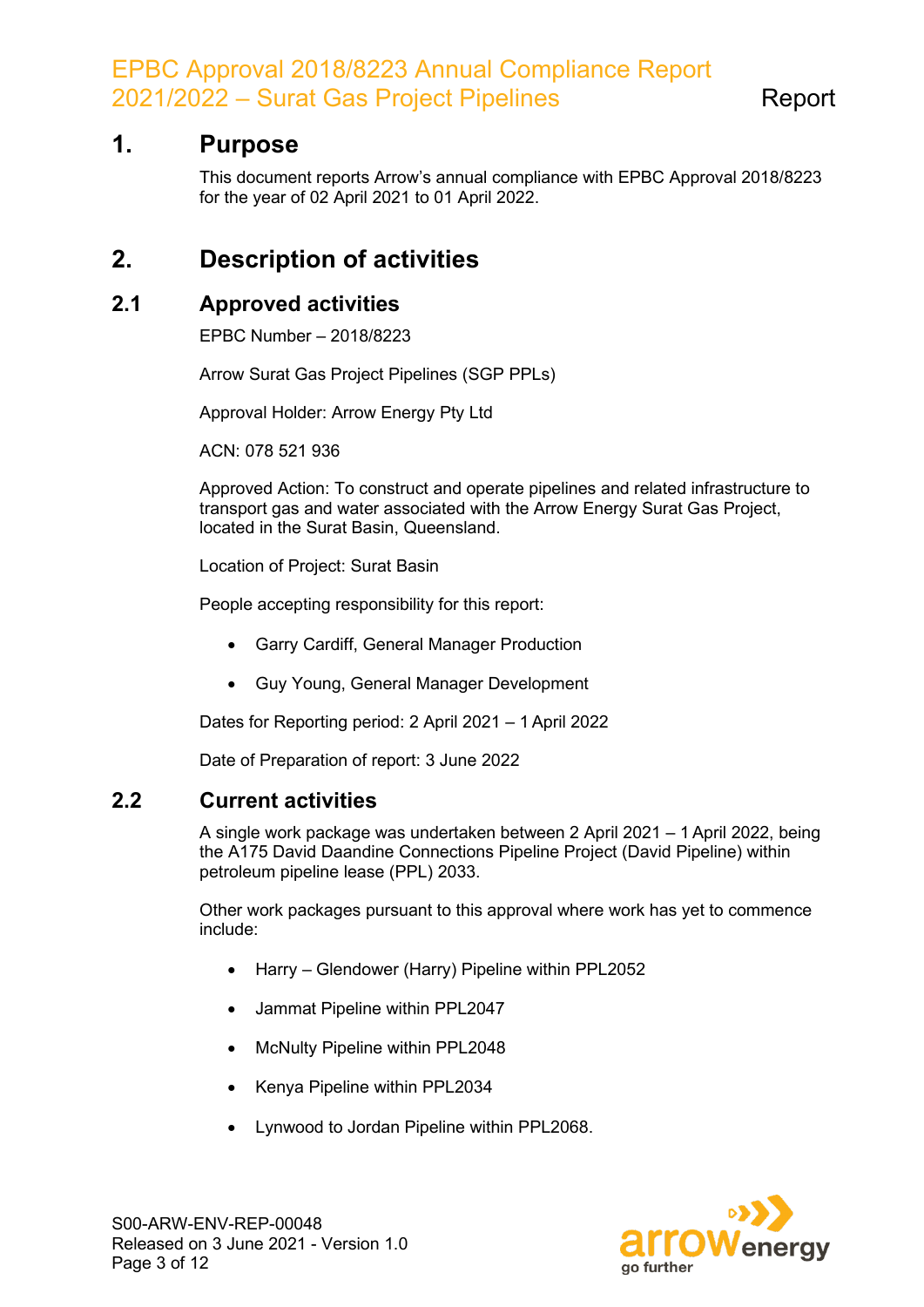# 1. Purpose

This document reports Arrow's annual compliance with EPBC Approval 2018/8223 for the year of 02 April 2021 to 01 April 2022.

# 2. Description of activities

## 2.1 Approved activities

EPBC Number – 2018/8223

Arrow Surat Gas Project Pipelines (SGP PPLs)

Approval Holder: Arrow Energy Pty Ltd

ACN: 078 521 936

Approved Action: To construct and operate pipelines and related infrastructure to transport gas and water associated with the Arrow Energy Surat Gas Project, located in the Surat Basin, Queensland.

Location of Project: Surat Basin

People accepting responsibility for this report:

- Garry Cardiff, General Manager Production
- Guy Young, General Manager Development

Dates for Reporting period: 2 April 2021 – 1 April 2022

Date of Preparation of report: 3 June 2022

## 2.2 Current activities

A single work package was undertaken between 2 April 2021 – 1 April 2022, being the A175 David Daandine Connections Pipeline Project (David Pipeline) within petroleum pipeline lease (PPL) 2033.

Other work packages pursuant to this approval where work has yet to commence include:

- Harry – Glendower (Harry) Pipeline within PPL2052
- Jammat Pipeline within PPL2047
- McNulty Pipeline within PPL2048
- Kenya Pipeline within PPL2034
- Lynwood to Jordan Pipeline within PPL2068.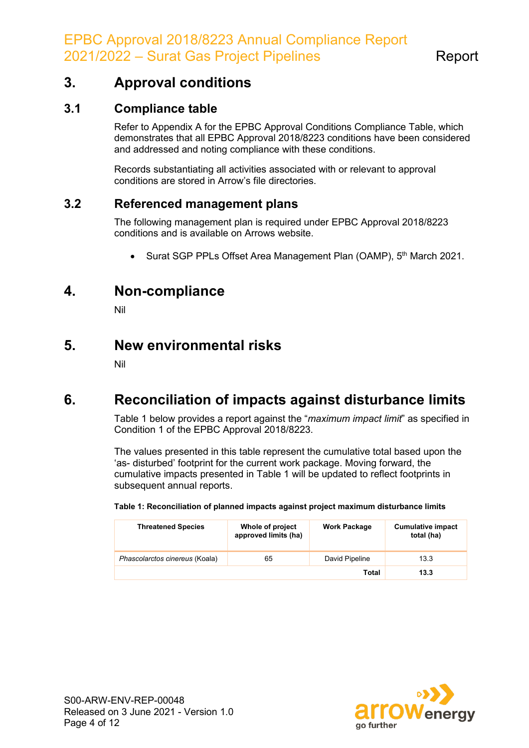## 3. Approval conditions

### 3.1 Compliance table

Refer to Appendix A for the EPBC Approval Conditions Compliance Table, which demonstrates that all EPBC Approval 2018/8223 conditions have been considered and addressed and noting compliance with these conditions.

Records substantiating all activities associated with or relevant to approval conditions are stored in Arrow's file directories.

### 3.2 Referenced management plans

The following management plan is required under EPBC Approval 2018/8223 conditions and is available on Arrows website.

- Surat SGP PPLs Offset Area Management Plan (OAMP), 5th March 2021.

## 4. Non-compliance

Nil

## 5. New environmental risks

Nil

## 6. Reconciliation of impacts against disturbance limits

Table 1 below provides a report against the "*maximum impact limit*" as specified in Condition 1 of the EPBC Approval 2018/8223.

The values presented in this table represent the cumulative total based upon the 'as- disturbed' footprint for the current work package. Moving forward, the cumulative impacts presented in Table 1 will be updated to reflect footprints in subsequent annual reports.

**Table 1: Reconciliation of planned impacts against project maximum disturbance limits**

| Threatened Species | Whole of project approved limits (ha) | Work Package | Cumulative impact total (ha) |
|---|---|---|---|
| *Phascolarctos cinereus* (Koala) | 65 | David Pipeline | 13.3 |
| | | **Total** | **13.3** |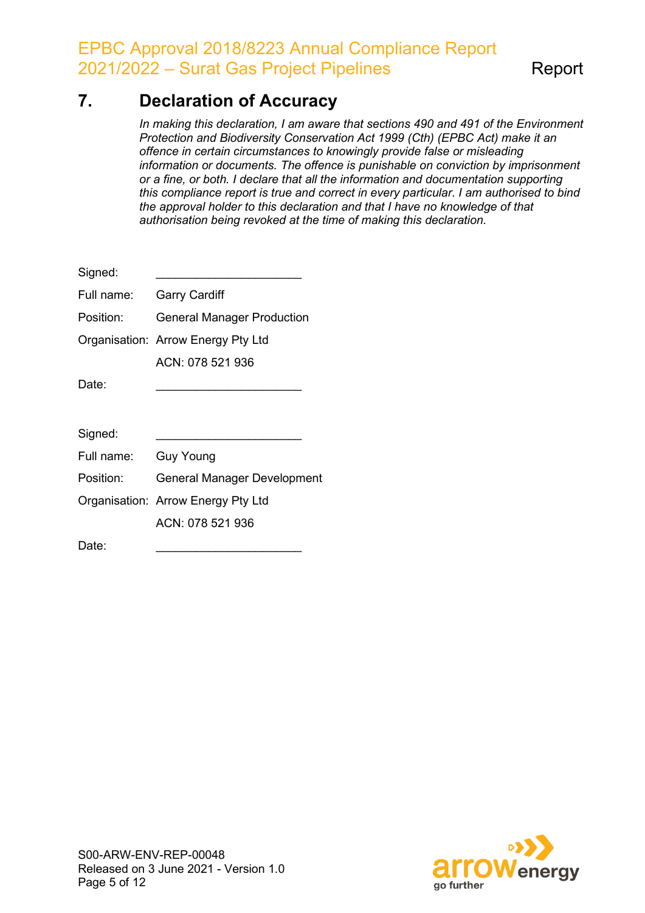# 7. Declaration of Accuracy

*In making this declaration, I am aware that sections 490 and 491 of the Environment Protection and Biodiversity Conservation Act 1999 (Cth) (EPBC Act) make it an offence in certain circumstances to knowingly provide false or misleading information or documents. The offence is punishable on conviction by imprisonment or a fine, or both. I declare that all the information and documentation supporting this compliance report is true and correct in every particular. I am authorised to bind the approval holder to this declaration and that I have no knowledge of that authorisation being revoked at the time of making this declaration.*

Signed: ______________________

Full name: Garry Cardiff

Position: General Manager Production

Organisation: Arrow Energy Pty Ltd

ACN: 078 521 936

Date: ______________________

Signed: ______________________

Full name: Guy Young

Position: General Manager Development

Organisation: Arrow Energy Pty Ltd

ACN: 078 521 936

Date: ______________________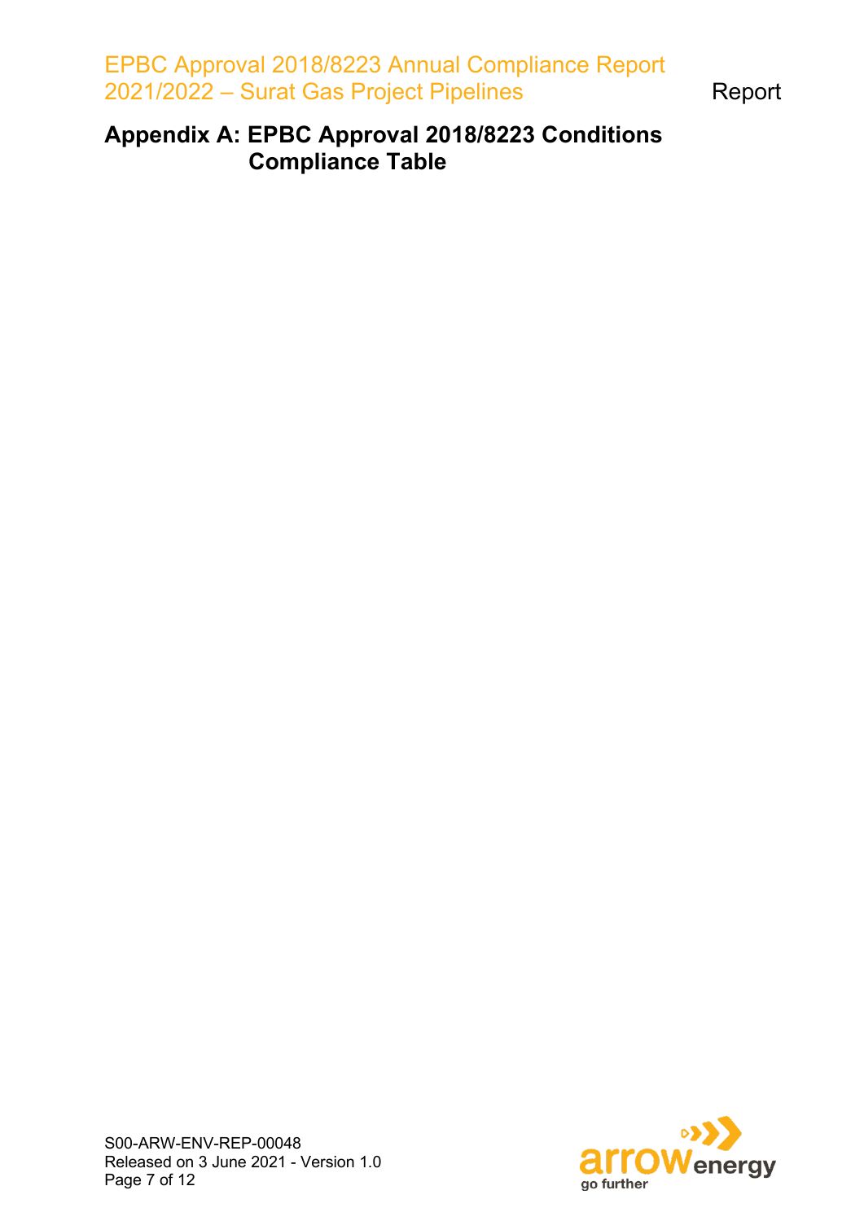# Appendix A: EPBC Approval 2018/8223 Conditions Compliance Table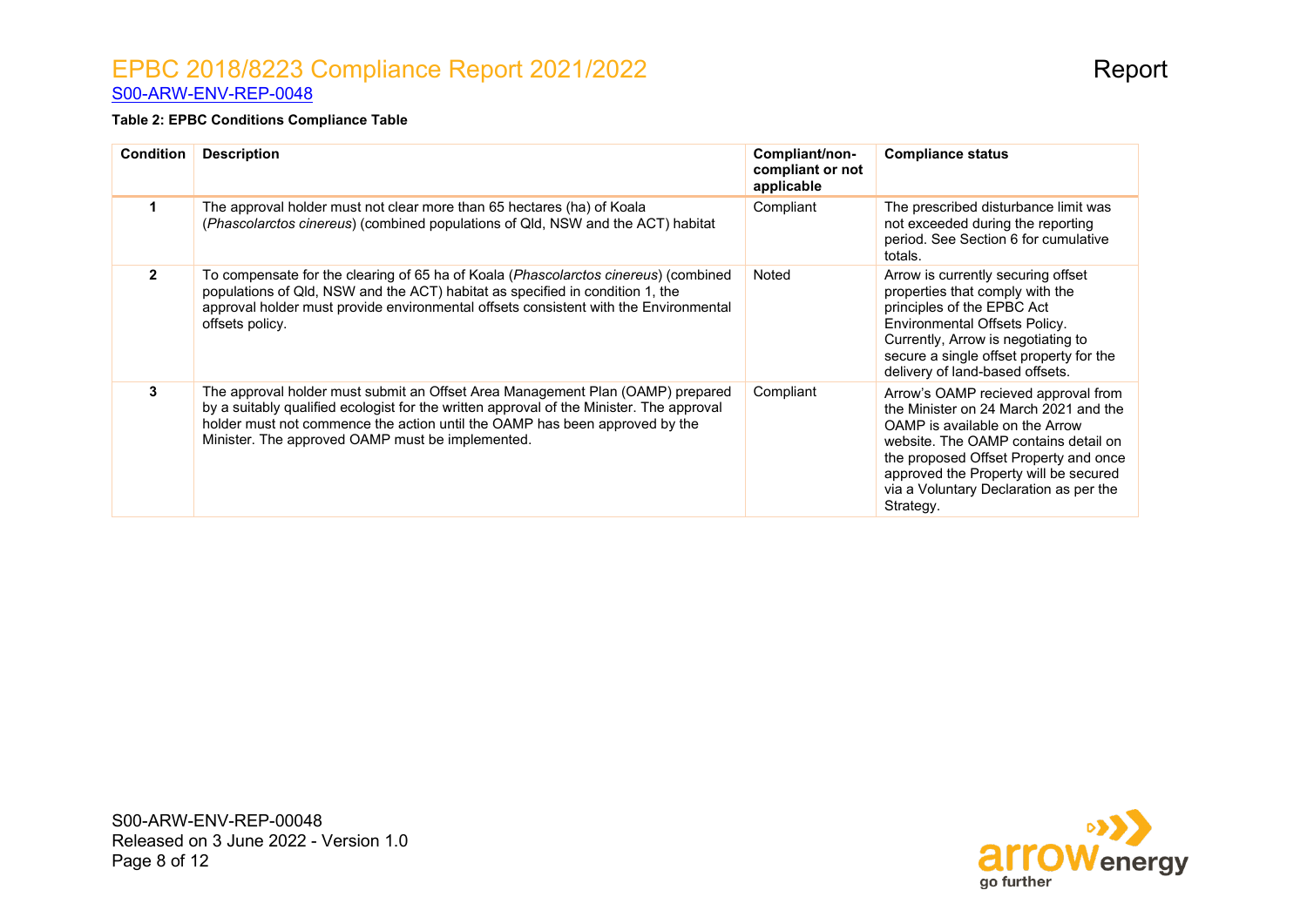**Table 2: EPBC Conditions Compliance Table**

| Condition | Description | Compliant/non-compliant or not applicable | Compliance status |
|---|---|---|---|
| **1** | The approval holder must not clear more than 65 hectares (ha) of Koala (*Phascolarctos cinereus*) (combined populations of Qld, NSW and the ACT) habitat | Compliant | The prescribed disturbance limit was not exceeded during the reporting period. See Section 6 for cumulative totals. |
| **2** | To compensate for the clearing of 65 ha of Koala (*Phascolarctos cinereus*) (combined populations of Qld, NSW and the ACT) habitat as specified in condition 1, the approval holder must provide environmental offsets consistent with the Environmental offsets policy. | Noted | Arrow is currently securing offset properties that comply with the principles of the EPBC Act Environmental Offsets Policy. Currently, Arrow is negotiating to secure a single offset property for the delivery of land-based offsets. |
| **3** | The approval holder must submit an Offset Area Management Plan (OAMP) prepared by a suitably qualified ecologist for the written approval of the Minister. The approval holder must not commence the action until the OAMP has been approved by the Minister. The approved OAMP must be implemented. | Compliant | Arrow's OAMP recieved approval from the Minister on 24 March 2021 and the OAMP is available on the Arrow website. The OAMP contains detail on the proposed Offset Property and once approved the Property will be secured via a Voluntary Declaration as per the Strategy. |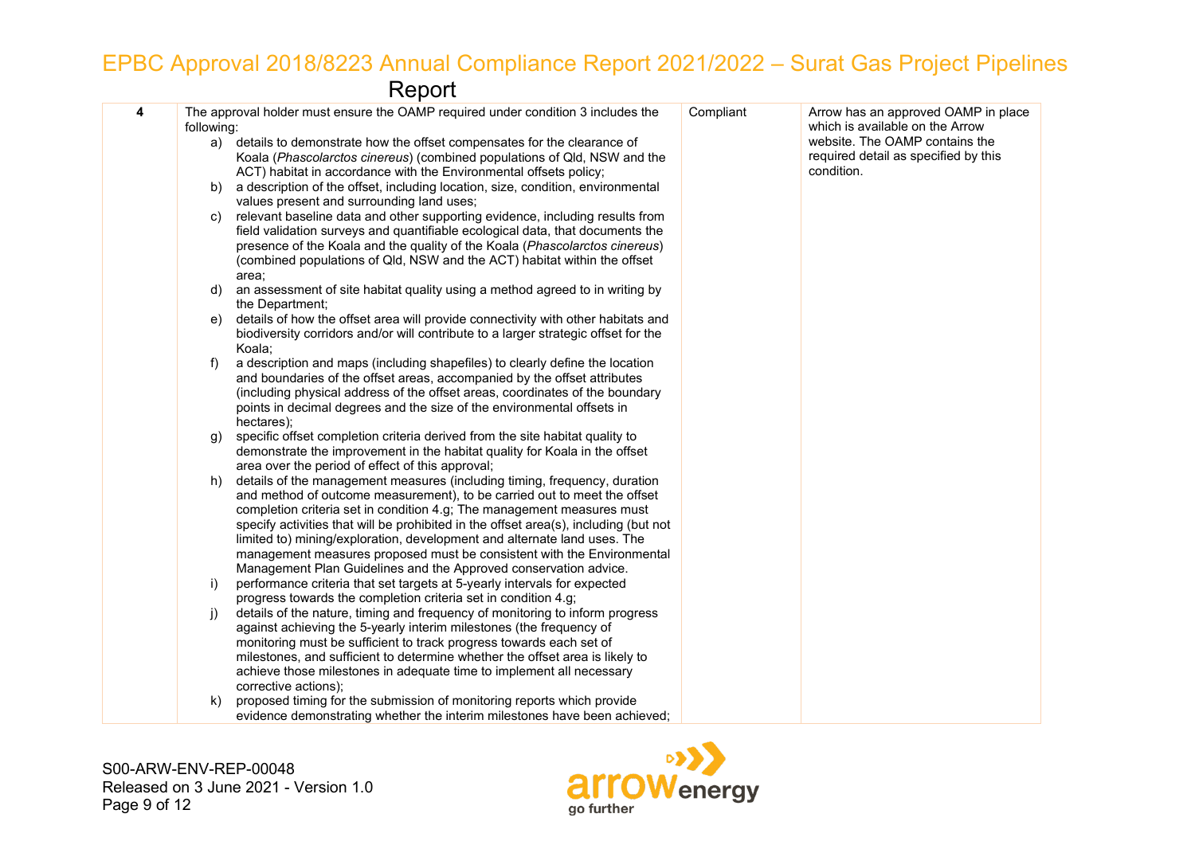| | | | |
|---|---|---|---|
| **4** | The approval holder must ensure the OAMP required under condition 3 includes the following:<br>a) details to demonstrate how the offset compensates for the clearance of Koala (*Phascolarctos cinereus*) (combined populations of Qld, NSW and the ACT) habitat in accordance with the Environmental offsets policy;<br>b) a description of the offset, including location, size, condition, environmental values present and surrounding land uses;<br>c) relevant baseline data and other supporting evidence, including results from field validation surveys and quantifiable ecological data, that documents the presence of the Koala and the quality of the Koala (*Phascolarctos cinereus*) (combined populations of Qld, NSW and the ACT) habitat within the offset area;<br>d) an assessment of site habitat quality using a method agreed to in writing by the Department;<br>e) details of how the offset area will provide connectivity with other habitats and biodiversity corridors and/or will contribute to a larger strategic offset for the Koala;<br>f) a description and maps (including shapefiles) to clearly define the location and boundaries of the offset areas, accompanied by the offset attributes (including physical address of the offset areas, coordinates of the boundary points in decimal degrees and the size of the environmental offsets in hectares);<br>g) specific offset completion criteria derived from the site habitat quality to demonstrate the improvement in the habitat quality for Koala in the offset area over the period of effect of this approval;<br>h) details of the management measures (including timing, frequency, duration and method of outcome measurement), to be carried out to meet the offset completion criteria set in condition 4.g; The management measures must specify activities that will be prohibited in the offset area(s), including (but not limited to) mining/exploration, development and alternate land uses. The management measures proposed must be consistent with the Environmental Management Plan Guidelines and the Approved conservation advice.<br>i) performance criteria that set targets at 5-yearly intervals for expected progress towards the completion criteria set in condition 4.g;<br>j) details of the nature, timing and frequency of monitoring to inform progress against achieving the 5-yearly interim milestones (the frequency of monitoring must be sufficient to track progress towards each set of milestones, and sufficient to determine whether the offset area is likely to achieve those milestones in adequate time to implement all necessary corrective actions);<br>k) proposed timing for the submission of monitoring reports which provide evidence demonstrating whether the interim milestones have been achieved; | Compliant | Arrow has an approved OAMP in place which is available on the Arrow website. The OAMP contains the required detail as specified by this condition. |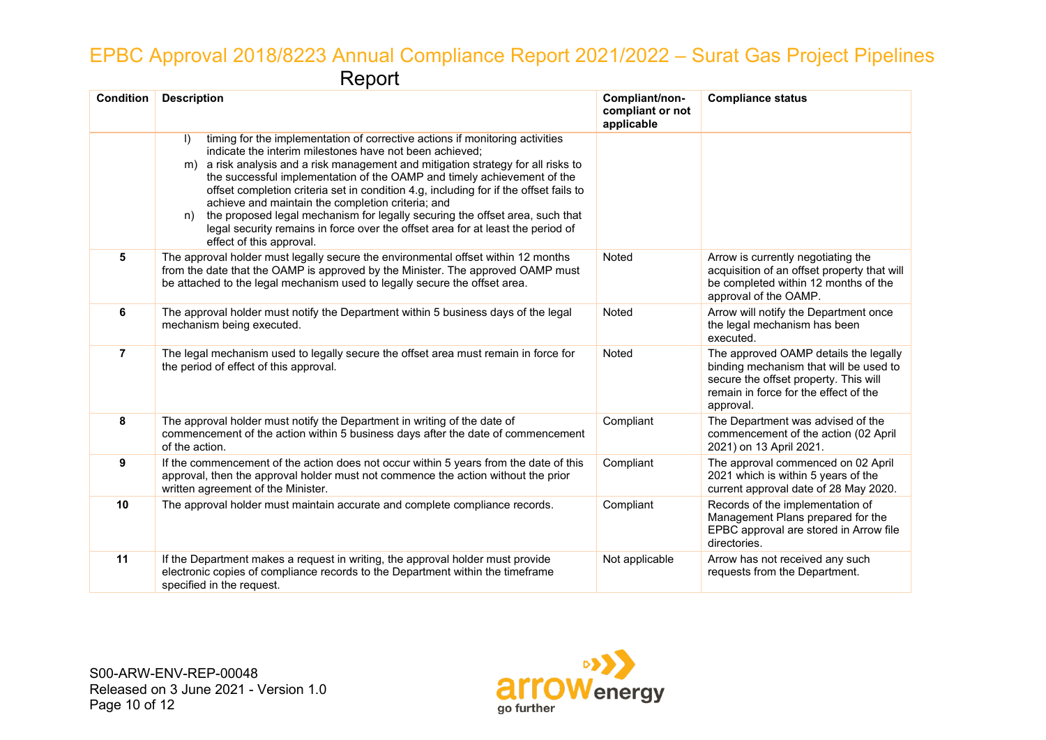| Condition | Description | Compliant/non-compliant or not applicable | Compliance status |
|---|---|---|---|
| | l) timing for the implementation of corrective actions if monitoring activities indicate the interim milestones have not been achieved;<br>m) a risk analysis and a risk management and mitigation strategy for all risks to the successful implementation of the OAMP and timely achievement of the offset completion criteria set in condition 4.g, including for if the offset fails to achieve and maintain the completion criteria; and<br>n) the proposed legal mechanism for legally securing the offset area, such that legal security remains in force over the offset area for at least the period of effect of this approval. | | |
| **5** | The approval holder must legally secure the environmental offset within 12 months from the date that the OAMP is approved by the Minister. The approved OAMP must be attached to the legal mechanism used to legally secure the offset area. | Noted | Arrow is currently negotiating the acquisition of an offset property that will be completed within 12 months of the approval of the OAMP. |
| **6** | The approval holder must notify the Department within 5 business days of the legal mechanism being executed. | Noted | Arrow will notify the Department once the legal mechanism has been executed. |
| **7** | The legal mechanism used to legally secure the offset area must remain in force for the period of effect of this approval. | Noted | The approved OAMP details the legally binding mechanism that will be used to secure the offset property. This will remain in force for the effect of the approval. |
| **8** | The approval holder must notify the Department in writing of the date of commencement of the action within 5 business days after the date of commencement of the action. | Compliant | The Department was advised of the commencement of the action (02 April 2021) on 13 April 2021. |
| **9** | If the commencement of the action does not occur within 5 years from the date of this approval, then the approval holder must not commence the action without the prior written agreement of the Minister. | Compliant | The approval commenced on 02 April 2021 which is within 5 years of the current approval date of 28 May 2020. |
| **10** | The approval holder must maintain accurate and complete compliance records. | Compliant | Records of the implementation of Management Plans prepared for the EPBC approval are stored in Arrow file directories. |
| **11** | If the Department makes a request in writing, the approval holder must provide electronic copies of compliance records to the Department within the timeframe specified in the request. | Not applicable | Arrow has not received any such requests from the Department. |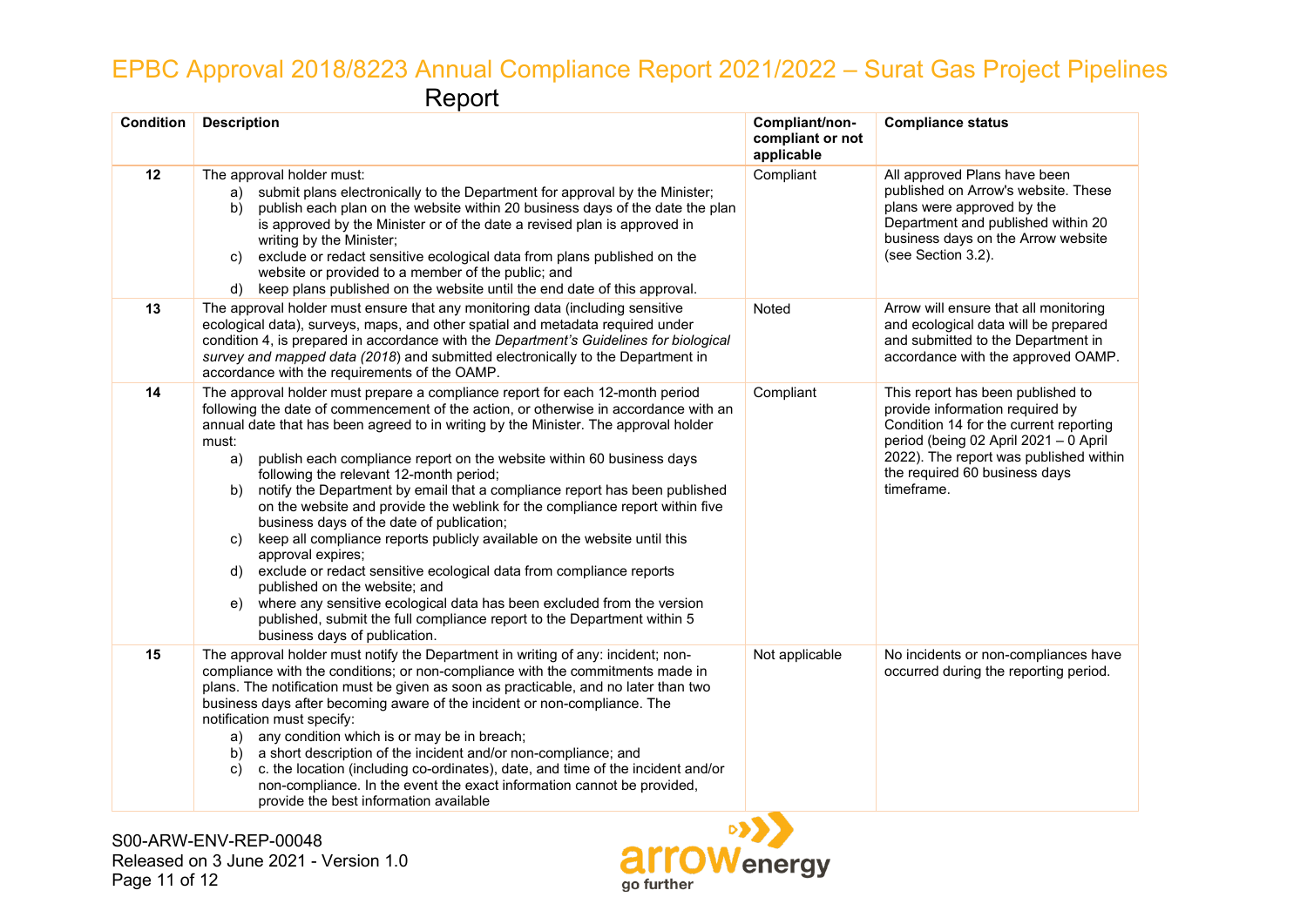| Condition | Description | Compliant/non-compliant or not applicable | Compliance status |
|---|---|---|---|
| 12 | The approval holder must:<br>a) submit plans electronically to the Department for approval by the Minister;<br>b) publish each plan on the website within 20 business days of the date the plan is approved by the Minister or of the date a revised plan is approved in writing by the Minister;<br>c) exclude or redact sensitive ecological data from plans published on the website or provided to a member of the public; and<br>d) keep plans published on the website until the end date of this approval. | Compliant | All approved Plans have been published on Arrow's website. These plans were approved by the Department and published within 20 business days on the Arrow website (see Section 3.2). |
| 13 | The approval holder must ensure that any monitoring data (including sensitive ecological data), surveys, maps, and other spatial and metadata required under condition 4, is prepared in accordance with the *Department's Guidelines for biological survey and mapped data (2018)* and submitted electronically to the Department in accordance with the requirements of the OAMP. | Noted | Arrow will ensure that all monitoring and ecological data will be prepared and submitted to the Department in accordance with the approved OAMP. |
| 14 | The approval holder must prepare a compliance report for each 12-month period following the date of commencement of the action, or otherwise in accordance with an annual date that has been agreed to in writing by the Minister. The approval holder must:<br>a) publish each compliance report on the website within 60 business days following the relevant 12-month period;<br>b) notify the Department by email that a compliance report has been published on the website and provide the weblink for the compliance report within five business days of the date of publication;<br>c) keep all compliance reports publicly available on the website until this approval expires;<br>d) exclude or redact sensitive ecological data from compliance reports published on the website; and<br>e) where any sensitive ecological data has been excluded from the version published, submit the full compliance report to the Department within 5 business days of publication. | Compliant | This report has been published to provide information required by Condition 14 for the current reporting period (being 02 April 2021 – 0 April 2022). The report was published within the required 60 business days timeframe. |
| 15 | The approval holder must notify the Department in writing of any: incident; non-compliance with the conditions; or non-compliance with the commitments made in plans. The notification must be given as soon as practicable, and no later than two business days after becoming aware of the incident or non-compliance. The notification must specify:<br>a) any condition which is or may be in breach;<br>b) a short description of the incident and/or non-compliance; and<br>c) c. the location (including co-ordinates), date, and time of the incident and/or non-compliance. In the event the exact information cannot be provided, provide the best information available | Not applicable | No incidents or non-compliances have occurred during the reporting period. |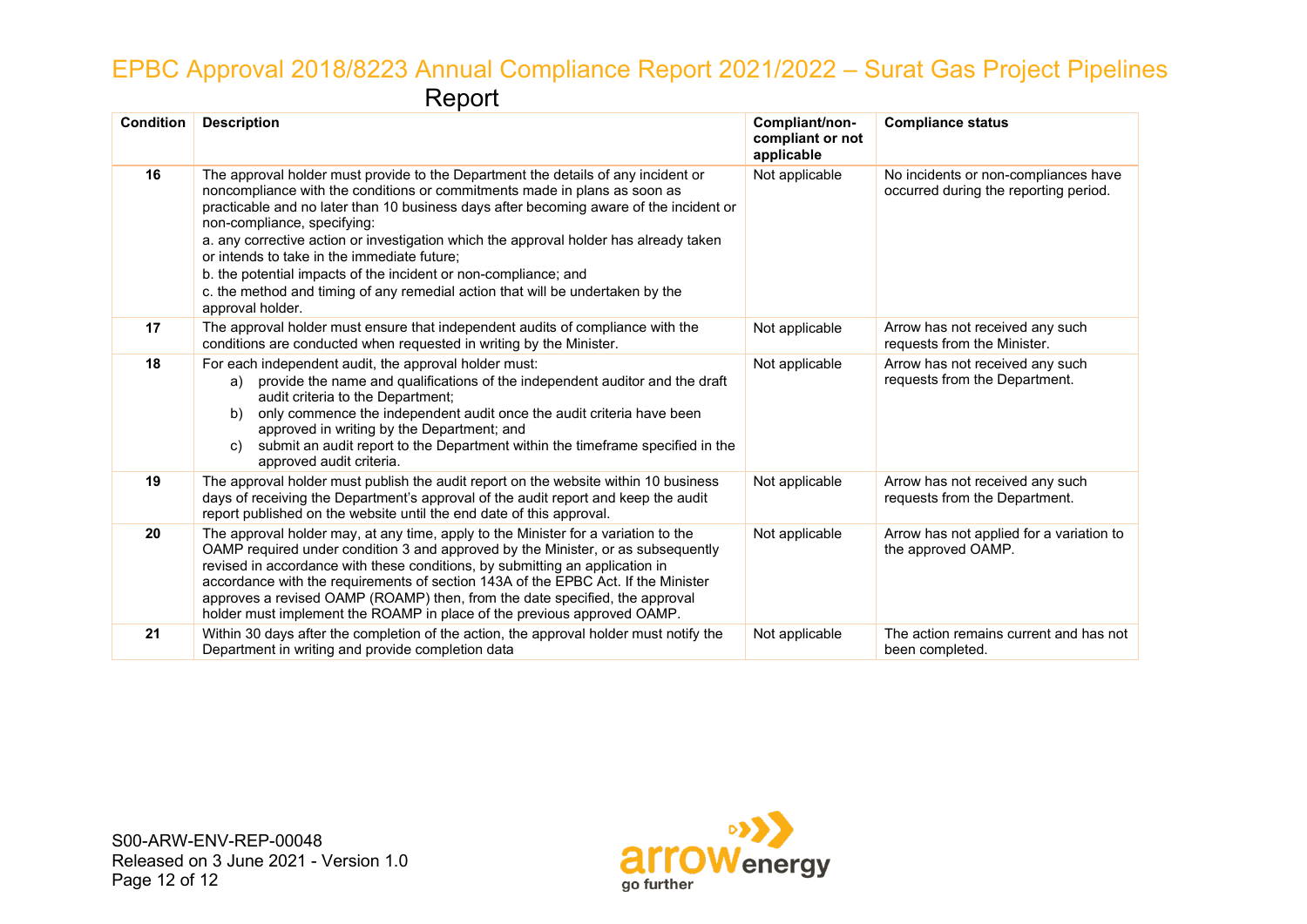| Condition | Description | Compliant/non-compliant or not applicable | Compliance status |
|---|---|---|---|
| 16 | The approval holder must provide to the Department the details of any incident or noncompliance with the conditions or commitments made in plans as soon as practicable and no later than 10 business days after becoming aware of the incident or non-compliance, specifying:<br>a. any corrective action or investigation which the approval holder has already taken or intends to take in the immediate future;<br>b. the potential impacts of the incident or non-compliance; and<br>c. the method and timing of any remedial action that will be undertaken by the approval holder. | Not applicable | No incidents or non-compliances have occurred during the reporting period. |
| 17 | The approval holder must ensure that independent audits of compliance with the conditions are conducted when requested in writing by the Minister. | Not applicable | Arrow has not received any such requests from the Minister. |
| 18 | For each independent audit, the approval holder must:<br>a) provide the name and qualifications of the independent auditor and the draft audit criteria to the Department;<br>b) only commence the independent audit once the audit criteria have been approved in writing by the Department; and<br>c) submit an audit report to the Department within the timeframe specified in the approved audit criteria. | Not applicable | Arrow has not received any such requests from the Department. |
| 19 | The approval holder must publish the audit report on the website within 10 business days of receiving the Department's approval of the audit report and keep the audit report published on the website until the end date of this approval. | Not applicable | Arrow has not received any such requests from the Department. |
| 20 | The approval holder may, at any time, apply to the Minister for a variation to the OAMP required under condition 3 and approved by the Minister, or as subsequently revised in accordance with these conditions, by submitting an application in accordance with the requirements of section 143A of the EPBC Act. If the Minister approves a revised OAMP (ROAMP) then, from the date specified, the approval holder must implement the ROAMP in place of the previous approved OAMP. | Not applicable | Arrow has not applied for a variation to the approved OAMP. |
| 21 | Within 30 days after the completion of the action, the approval holder must notify the Department in writing and provide completion data | Not applicable | The action remains current and has not been completed. |